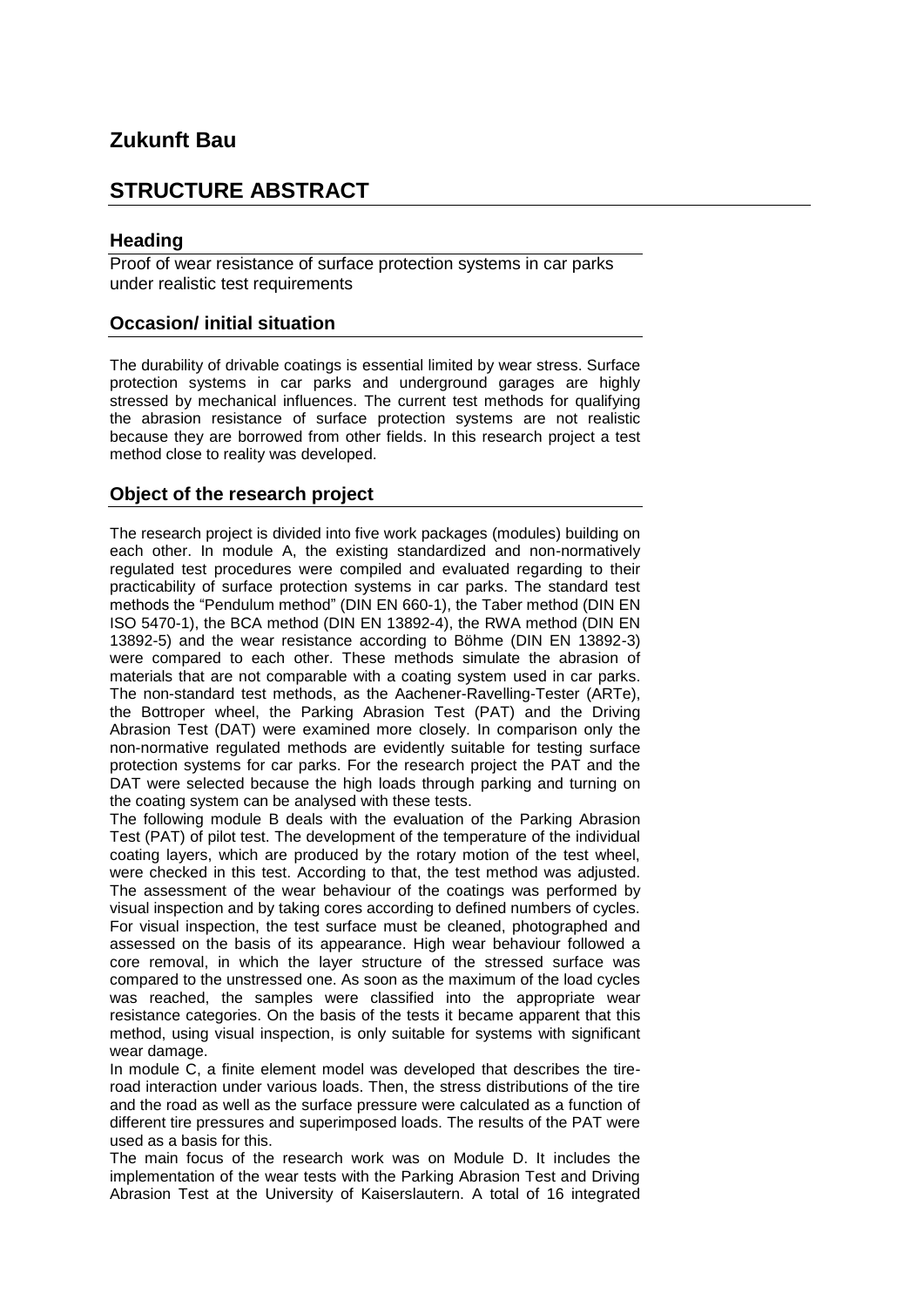# Zukunft Bau

## STRUCTURE ABSTRACT

### Heading

Proof of wear resistance of surface protection systems in car parks under realistic test requirements

### Occasion/ initial situation

The durability of drivable coatings is essential limited by wear stress. Surface protection systems in car parks and underground garages are highly stressed by mechanical influences. The current test methods for qualifying the abrasion resistance of surface protection systems are not realistic because they are borrowed from other fields. In this research project a test method close to reality was developed.

### Object of the research project

The research project is divided into five work packages (modules) building on each other. In module A, the existing standardized and non-normatively regulated test procedures were compiled and evaluated regarding to their practicability of surface protection systems in car parks. The standard test methods the "Pendulum method" (DIN EN 660-1), the Taber method (DIN EN ISO 5470-1), the BCA method (DIN EN 13892-4), the RWA method (DIN EN 13892-5) and the wear resistance according to Böhme (DIN EN 13892-3) were compared to each other. These methods simulate the abrasion of materials that are not comparable with a coating system used in car parks. The non-standard test methods, as the Aachener-Ravelling-Tester (ARTe), the Bottroper wheel, the Parking Abrasion Test (PAT) and the Driving Abrasion Test (DAT) were examined more closely. In comparison only the non-normative regulated methods are evidently suitable for testing surface protection systems for car parks. For the research project the PAT and the DAT were selected because the high loads through parking and turning on the coating system can be analysed with these tests.

The following module B deals with the evaluation of the Parking Abrasion Test (PAT) of pilot test. The development of the temperature of the individual coating layers, which are produced by the rotary motion of the test wheel, were checked in this test. According to that, the test method was adjusted. The assessment of the wear behaviour of the coatings was performed by visual inspection and by taking cores according to defined numbers of cycles. For visual inspection, the test surface must be cleaned, photographed and assessed on the basis of its appearance. High wear behaviour followed a core removal, in which the layer structure of the stressed surface was compared to the unstressed one. As soon as the maximum of the load cycles was reached, the samples were classified into the appropriate wear resistance categories. On the basis of the tests it became apparent that this method, using visual inspection, is only suitable for systems with significant wear damage.

In module C, a finite element model was developed that describes the tire-road interaction under various loads. Then, the stress distributions of the tire and the road as well as the surface pressure were calculated as a function of different tire pressures and superimposed loads. The results of the PAT were used as a basis for this.

The main focus of the research work was on Module D. It includes the implementation of the wear tests with the Parking Abrasion Test and Driving Abrasion Test at the University of Kaiserslautern. A total of 16 integrated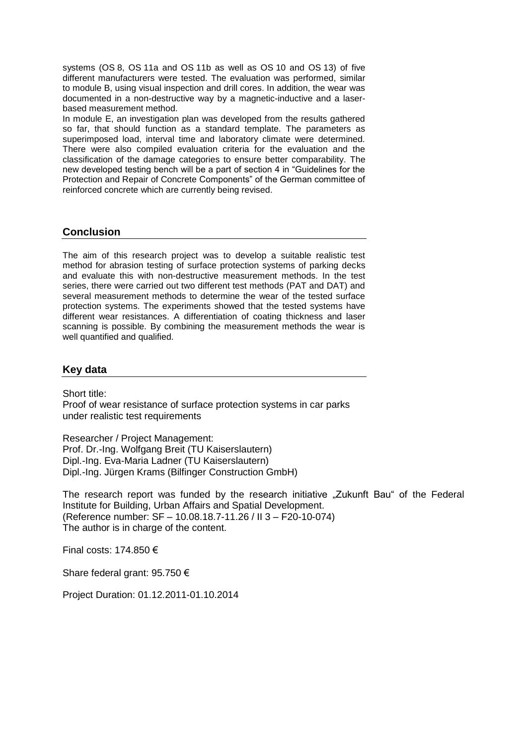systems (OS 8, OS 11a and OS 11b as well as OS 10 and OS 13) of five different manufacturers were tested. The evaluation was performed, similar to module B, using visual inspection and drill cores. In addition, the wear was documented in a non-destructive way by a magnetic-inductive and a laser-based measurement method.

In module E, an investigation plan was developed from the results gathered so far, that should function as a standard template. The parameters as superimposed load, interval time and laboratory climate were determined. There were also compiled evaluation criteria for the evaluation and the classification of the damage categories to ensure better comparability. The new developed testing bench will be a part of section 4 in "Guidelines for the Protection and Repair of Concrete Components" of the German committee of reinforced concrete which are currently being revised.

## Conclusion

The aim of this research project was to develop a suitable realistic test method for abrasion testing of surface protection systems of parking decks and evaluate this with non-destructive measurement methods. In the test series, there were carried out two different test methods (PAT and DAT) and several measurement methods to determine the wear of the tested surface protection systems. The experiments showed that the tested systems have different wear resistances. A differentiation of coating thickness and laser scanning is possible. By combining the measurement methods the wear is well quantified and qualified.

## Key data

Short title:
Proof of wear resistance of surface protection systems in car parks under realistic test requirements

Researcher / Project Management:
Prof. Dr.-Ing. Wolfgang Breit (TU Kaiserslautern)
Dipl.-Ing. Eva-Maria Ladner (TU Kaiserslautern)
Dipl.-Ing. Jürgen Krams (Bilfinger Construction GmbH)

The research report was funded by the research initiative „Zukunft Bau" of the Federal Institute for Building, Urban Affairs and Spatial Development.
(Reference number: SF – 10.08.18.7-11.26 / II 3 – F20-10-074)
The author is in charge of the content.

Final costs: 174.850 €

Share federal grant: 95.750 €

Project Duration: 01.12.2011-01.10.2014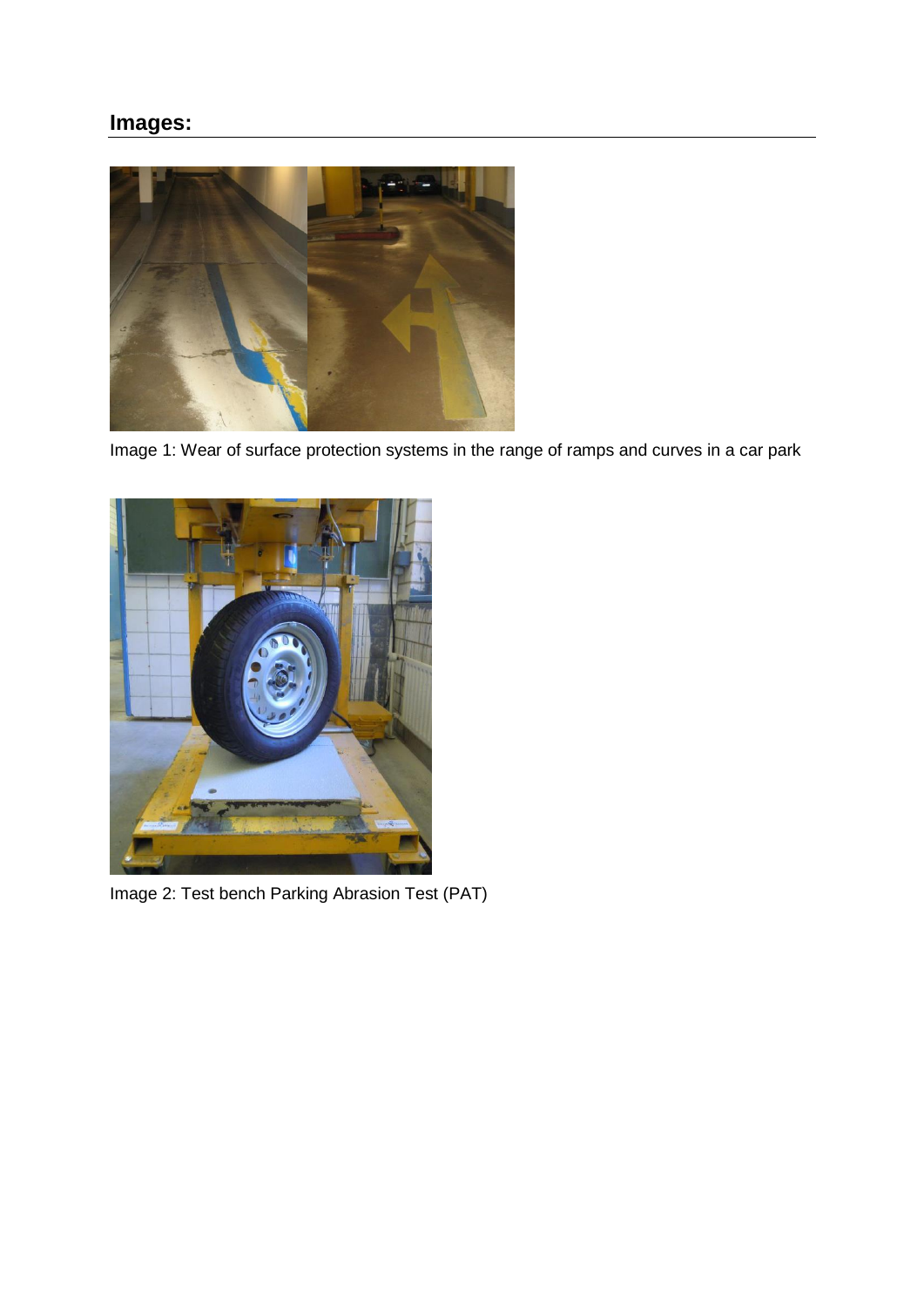## Images:

Image 1: Wear of surface protection systems in the range of ramps and curves in a car park

Image 2: Test bench Parking Abrasion Test (PAT)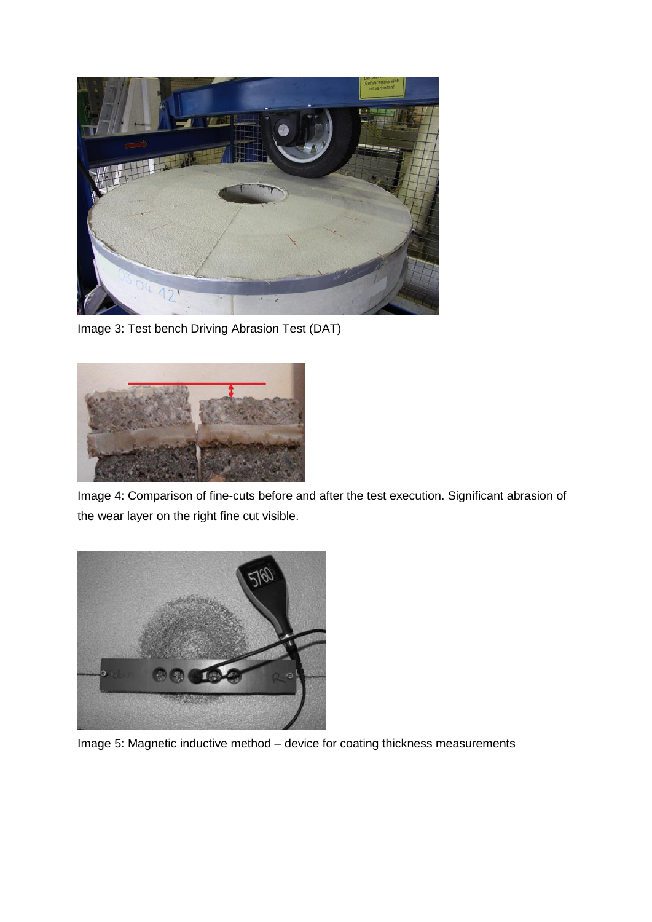Image 3: Test bench Driving Abrasion Test (DAT)

Image 4: Comparison of fine-cuts before and after the test execution. Significant abrasion of the wear layer on the right fine cut visible.

Image 5: Magnetic inductive method – device for coating thickness measurements